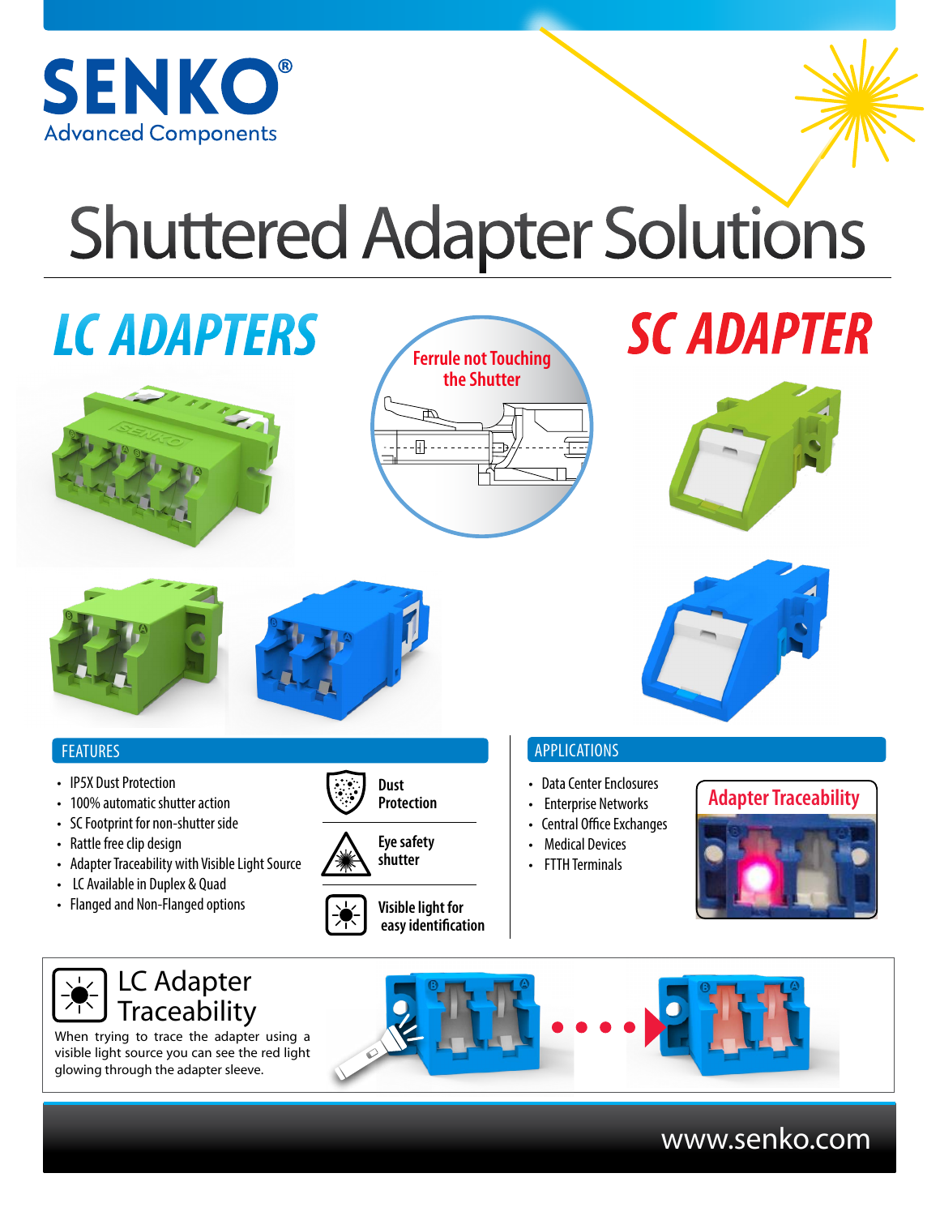SENKO®
Advanced Components

# Shuttered Adapter Solutions

## LC ADAPTERS

Ferrule not Touching the Shutter

## SC ADAPTER

### FEATURES

- IP5X Dust Protection
- 100% automatic shutter action
- SC Footprint for non-shutter side
- Rattle free clip design
- Adapter Traceability with Visible Light Source
- LC Available in Duplex & Quad
- Flanged and Non-Flanged options

**Dust Protection**

**Eye safety shutter**

**Visible light for easy identification**

### APPLICATIONS

- Data Center Enclosures
- Enterprise Networks
- Central Office Exchanges
- Medical Devices
- FTTH Terminals

**Adapter Traceability**

### LC Adapter Traceability

When trying to trace the adapter using a visible light source you can see the red light glowing through the adapter sleeve.

www.senko.com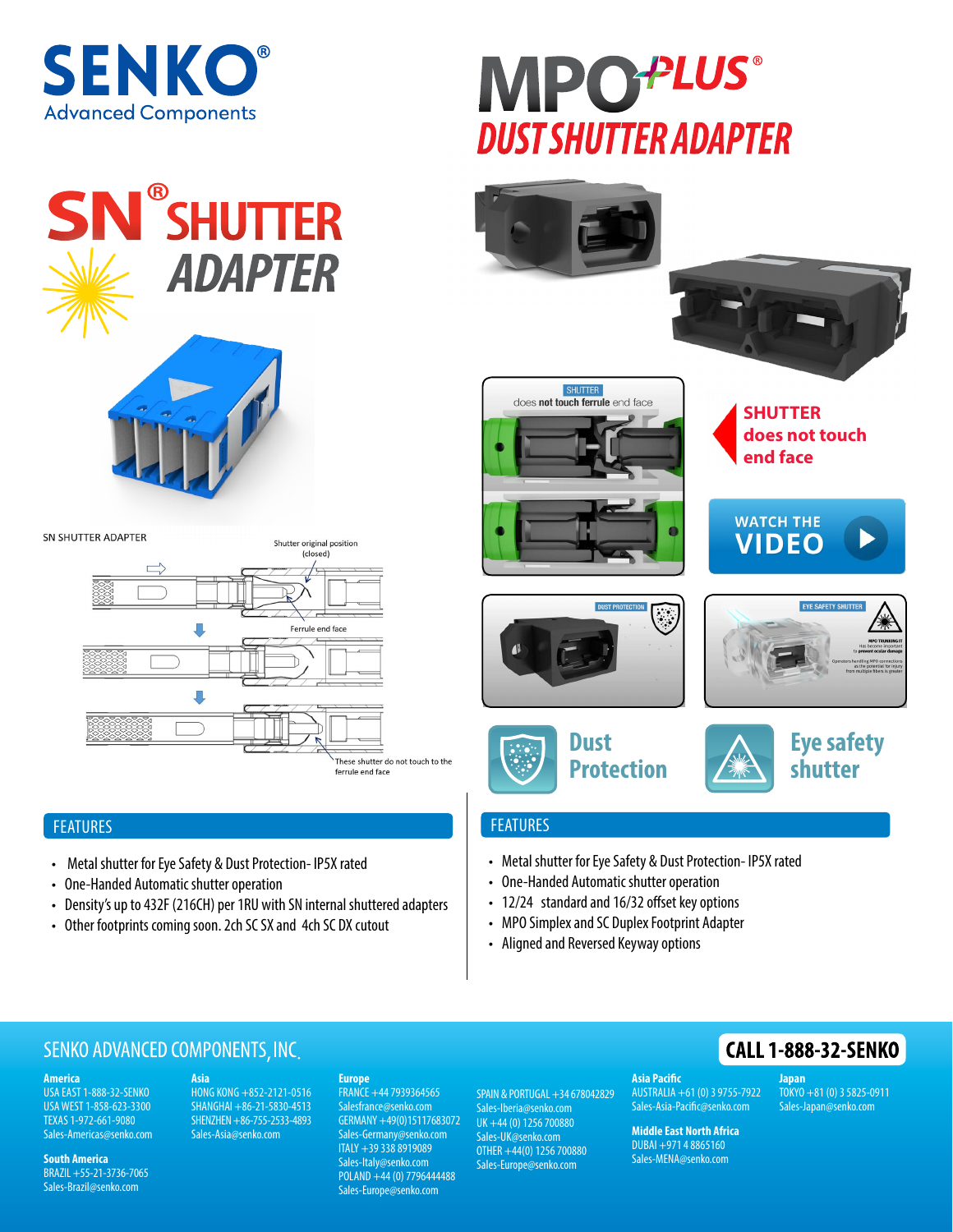# SENKO®

Advanced Components

# MPO PLUS®

## DUST SHUTTER ADAPTER

# SN® SHUTTER ADAPTER

SN SHUTTER ADAPTER

Shutter original position (closed)

Ferrule end face

These shutter do not touch to the ferrule end face

SHUTTER does not touch ferrule end face

**SHUTTER does not touch end face**

WATCH THE VIDEO

DUST PROTECTION

EYE SAFETY SHUTTER

Dust Protection

Eye safety shutter

### FEATURES

- Metal shutter for Eye Safety & Dust Protection- IP5X rated
- One-Handed Automatic shutter operation
- Density's up to 432F (216CH) per 1RU with SN internal shuttered adapters
- Other footprints coming soon. 2ch SC SX and 4ch SC DX cutout

### FEATURES

- Metal shutter for Eye Safety & Dust Protection- IP5X rated
- One-Handed Automatic shutter operation
- 12/24 standard and 16/32 offset key options
- MPO Simplex and SC Duplex Footprint Adapter
- Aligned and Reversed Keyway options

## SENKO ADVANCED COMPONENTS, INC.

**CALL 1-888-32-SENKO**

**America**
USA EAST 1-888-32-SENKO
USA WEST 1-858-623-3300
TEXAS 1-972-661-9080
Sales-Americas@senko.com

**South America**
BRAZIL +55-21-3736-7065
Sales-Brazil@senko.com

**Asia**
HONG KONG +852-2121-0516
SHANGHAI +86-21-5830-4513
SHENZHEN +86-755-2533-4893
Sales-Asia@senko.com

**Europe**
FRANCE +44 7939364565
Salesfrance@senko.com
GERMANY +49(0)15117683072
Sales-Germany@senko.com
ITALY +39 338 8919089
Sales-Italy@senko.com
POLAND +44 (0) 7796444488
Sales-Europe@senko.com

SPAIN & PORTUGAL +34 678042829
Sales-Iberia@senko.com
UK +44 (0) 1256 700880
Sales-UK@senko.com
OTHER +44(0) 1256 700880
Sales-Europe@senko.com

**Asia Pacific**
AUSTRALIA +61 (0) 3 9755-7922
Sales-Asia-Pacific@senko.com

**Middle East North Africa**
DUBAI +971 4 8865160
Sales-MENA@senko.com

**Japan**
TOKYO +81 (0) 3 5825-0911
Sales-Japan@senko.com